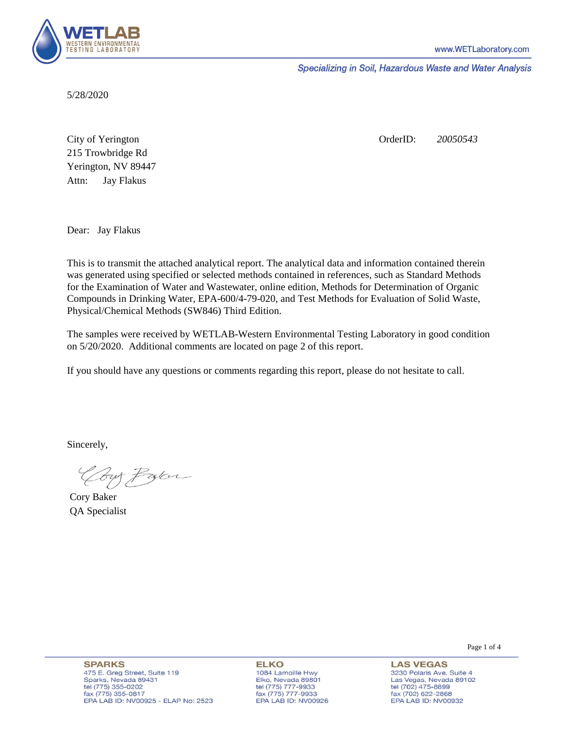**WETLAB** WESTERN ENVIRONMENTAL TESTING LABORATORY

www.WETLaboratory.com

*Specializing in Soil, Hazardous Waste and Water Analysis*

5/28/2020

City of Yerington
215 Trowbridge Rd
Yerington, NV 89447
Attn: Jay Flakus

OrderID: *20050543*

Dear: Jay Flakus

This is to transmit the attached analytical report. The analytical data and information contained therein was generated using specified or selected methods contained in references, such as Standard Methods for the Examination of Water and Wastewater, online edition, Methods for Determination of Organic Compounds in Drinking Water, EPA-600/4-79-020, and Test Methods for Evaluation of Solid Waste, Physical/Chemical Methods (SW846) Third Edition.

The samples were received by WETLAB-Western Environmental Testing Laboratory in good condition on 5/20/2020. Additional comments are located on page 2 of this report.

If you should have any questions or comments regarding this report, please do not hesitate to call.

Sincerely,

Cory Baker
QA Specialist

**SPARKS**
475 E. Greg Street, Suite 119
Sparks, Nevada 89431
tel (775) 355-0202
fax (775) 355-0817
EPA LAB ID: NV00925 - ELAP No: 2523

**ELKO**
1084 Lamoille Hwy
Elko, Nevada 89801
tel (775) 777-9933
fax (775) 777-9933
EPA LAB ID: NV00926

**LAS VEGAS**
3230 Polaris Ave. Suite 4
Las Vegas, Nevada 89102
tel (702) 475-8899
fax (702) 622-2868
EPA LAB ID: NV00932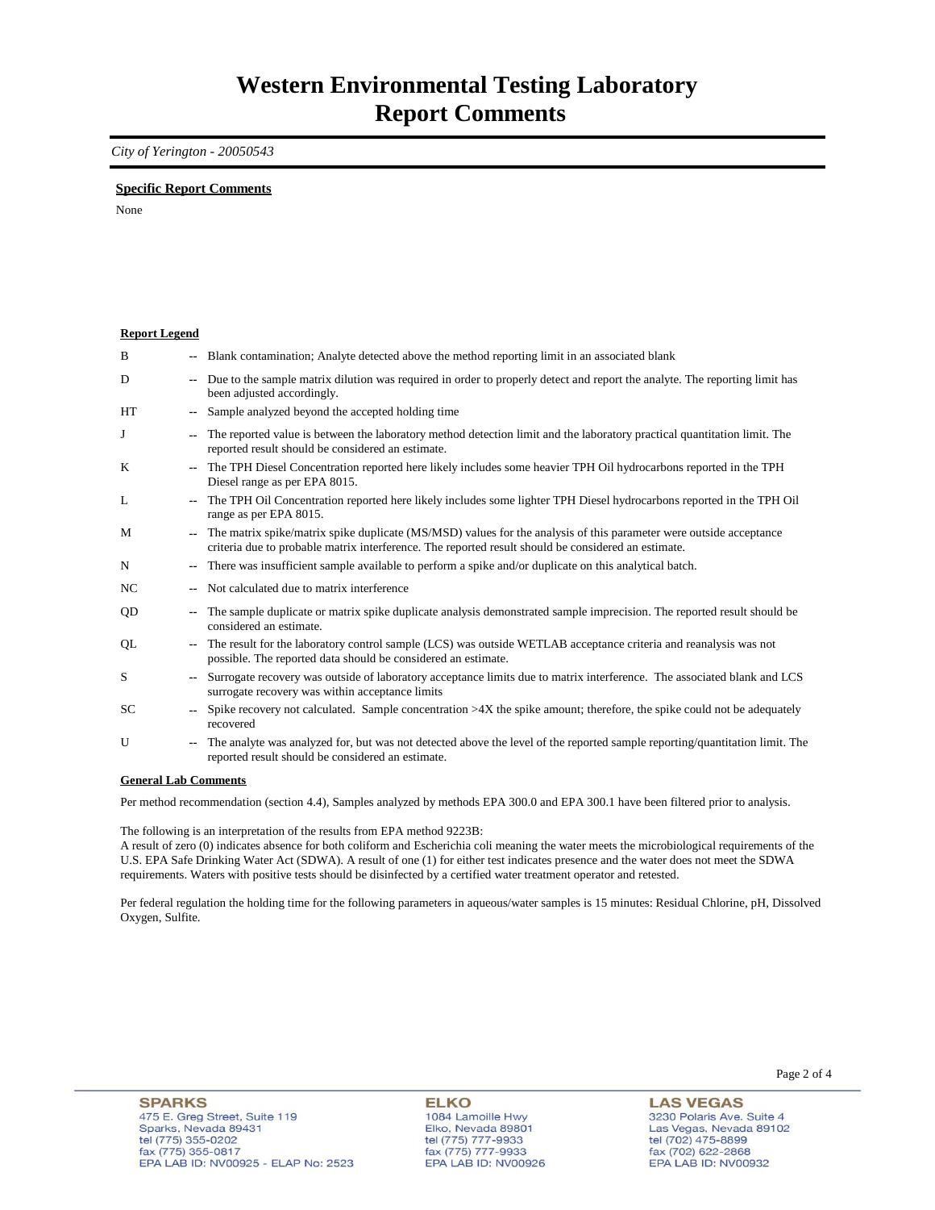# Western Environmental Testing Laboratory
# Report Comments

*City of Yerington - 20050543*

**Specific Report Comments**

None

**Report Legend**

| | | |
|---|---|---|
| B | -- | Blank contamination; Analyte detected above the method reporting limit in an associated blank |
| D | -- | Due to the sample matrix dilution was required in order to properly detect and report the analyte. The reporting limit has been adjusted accordingly. |
| HT | -- | Sample analyzed beyond the accepted holding time |
| J | -- | The reported value is between the laboratory method detection limit and the laboratory practical quantitation limit. The reported result should be considered an estimate. |
| K | -- | The TPH Diesel Concentration reported here likely includes some heavier TPH Oil hydrocarbons reported in the TPH Diesel range as per EPA 8015. |
| L | -- | The TPH Oil Concentration reported here likely includes some lighter TPH Diesel hydrocarbons reported in the TPH Oil range as per EPA 8015. |
| M | -- | The matrix spike/matrix spike duplicate (MS/MSD) values for the analysis of this parameter were outside acceptance criteria due to probable matrix interference. The reported result should be considered an estimate. |
| N | -- | There was insufficient sample available to perform a spike and/or duplicate on this analytical batch. |
| NC | -- | Not calculated due to matrix interference |
| QD | -- | The sample duplicate or matrix spike duplicate analysis demonstrated sample imprecision. The reported result should be considered an estimate. |
| QL | -- | The result for the laboratory control sample (LCS) was outside WETLAB acceptance criteria and reanalysis was not possible. The reported data should be considered an estimate. |
| S | -- | Surrogate recovery was outside of laboratory acceptance limits due to matrix interference. The associated blank and LCS surrogate recovery was within acceptance limits |
| SC | -- | Spike recovery not calculated. Sample concentration >4X the spike amount; therefore, the spike could not be adequately recovered |
| U | -- | The analyte was analyzed for, but was not detected above the level of the reported sample reporting/quantitation limit. The reported result should be considered an estimate. |

**General Lab Comments**

Per method recommendation (section 4.4), Samples analyzed by methods EPA 300.0 and EPA 300.1 have been filtered prior to analysis.

The following is an interpretation of the results from EPA method 9223B:
A result of zero (0) indicates absence for both coliform and Escherichia coli meaning the water meets the microbiological requirements of the U.S. EPA Safe Drinking Water Act (SDWA). A result of one (1) for either test indicates presence and the water does not meet the SDWA requirements. Waters with positive tests should be disinfected by a certified water treatment operator and retested.

Per federal regulation the holding time for the following parameters in aqueous/water samples is 15 minutes: Residual Chlorine, pH, Dissolved Oxygen, Sulfite.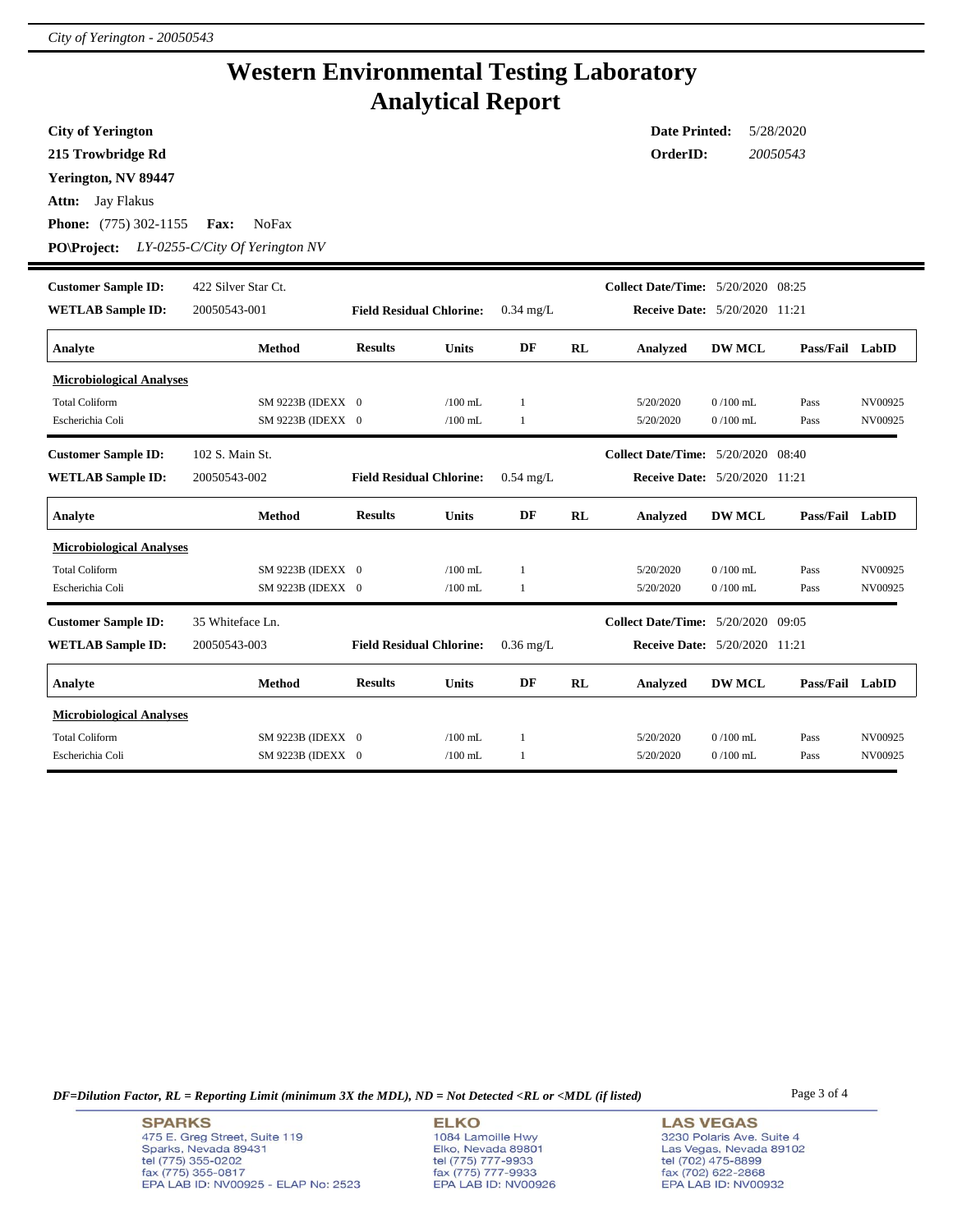# Western Environmental Testing Laboratory
# Analytical Report

**City of Yerington**
**215 Trowbridge Rd**
**Yerington, NV 89447**
**Attn:** Jay Flakus
**Phone:** (775) 302-1155 **Fax:** NoFax
**PO\Project:** *LY-0255-C/City Of Yerington NV*

**Date Printed:** 5/28/2020
**OrderID:** *20050543*

---

**Customer Sample ID:** 422 Silver Star Ct. **Collect Date/Time:** 5/20/2020 08:25
**WETLAB Sample ID:** 20050543-001 **Field Residual Chlorine:** 0.34 mg/L **Receive Date:** 5/20/2020 11:21

| Analyte | Method | Results | Units | DF | RL | Analyzed | DW MCL | Pass/Fail | LabID |
|---|---|---|---|---|---|---|---|---|---|
| **Microbiological Analyses** | | | | | | | | | |
| Total Coliform | SM 9223B (IDEXX | 0 | /100 mL | 1 | | 5/20/2020 | 0 /100 mL | Pass | NV00925 |
| Escherichia Coli | SM 9223B (IDEXX | 0 | /100 mL | 1 | | 5/20/2020 | 0 /100 mL | Pass | NV00925 |

**Customer Sample ID:** 102 S. Main St. **Collect Date/Time:** 5/20/2020 08:40
**WETLAB Sample ID:** 20050543-002 **Field Residual Chlorine:** 0.54 mg/L **Receive Date:** 5/20/2020 11:21

| Analyte | Method | Results | Units | DF | RL | Analyzed | DW MCL | Pass/Fail | LabID |
|---|---|---|---|---|---|---|---|---|---|
| **Microbiological Analyses** | | | | | | | | | |
| Total Coliform | SM 9223B (IDEXX | 0 | /100 mL | 1 | | 5/20/2020 | 0 /100 mL | Pass | NV00925 |
| Escherichia Coli | SM 9223B (IDEXX | 0 | /100 mL | 1 | | 5/20/2020 | 0 /100 mL | Pass | NV00925 |

**Customer Sample ID:** 35 Whiteface Ln. **Collect Date/Time:** 5/20/2020 09:05
**WETLAB Sample ID:** 20050543-003 **Field Residual Chlorine:** 0.36 mg/L **Receive Date:** 5/20/2020 11:21

| Analyte | Method | Results | Units | DF | RL | Analyzed | DW MCL | Pass/Fail | LabID |
|---|---|---|---|---|---|---|---|---|---|
| **Microbiological Analyses** | | | | | | | | | |
| Total Coliform | SM 9223B (IDEXX | 0 | /100 mL | 1 | | 5/20/2020 | 0 /100 mL | Pass | NV00925 |
| Escherichia Coli | SM 9223B (IDEXX | 0 | /100 mL | 1 | | 5/20/2020 | 0 /100 mL | Pass | NV00925 |

*DF=Dilution Factor, RL = Reporting Limit (minimum 3X the MDL), ND = Not Detected <RL or <MDL (if listed)*

**SPARKS**
475 E. Greg Street, Suite 119
Sparks, Nevada 89431
tel (775) 355-0202
fax (775) 355-0817
EPA LAB ID: NV00925 - ELAP No: 2523

**ELKO**
1084 Lamoille Hwy
Elko, Nevada 89801
tel (775) 777-9933
fax (775) 777-9933
EPA LAB ID: NV00926

**LAS VEGAS**
3230 Polaris Ave. Suite 4
Las Vegas, Nevada 89102
tel (702) 475-8899
fax (702) 622-2868
EPA LAB ID: NV00932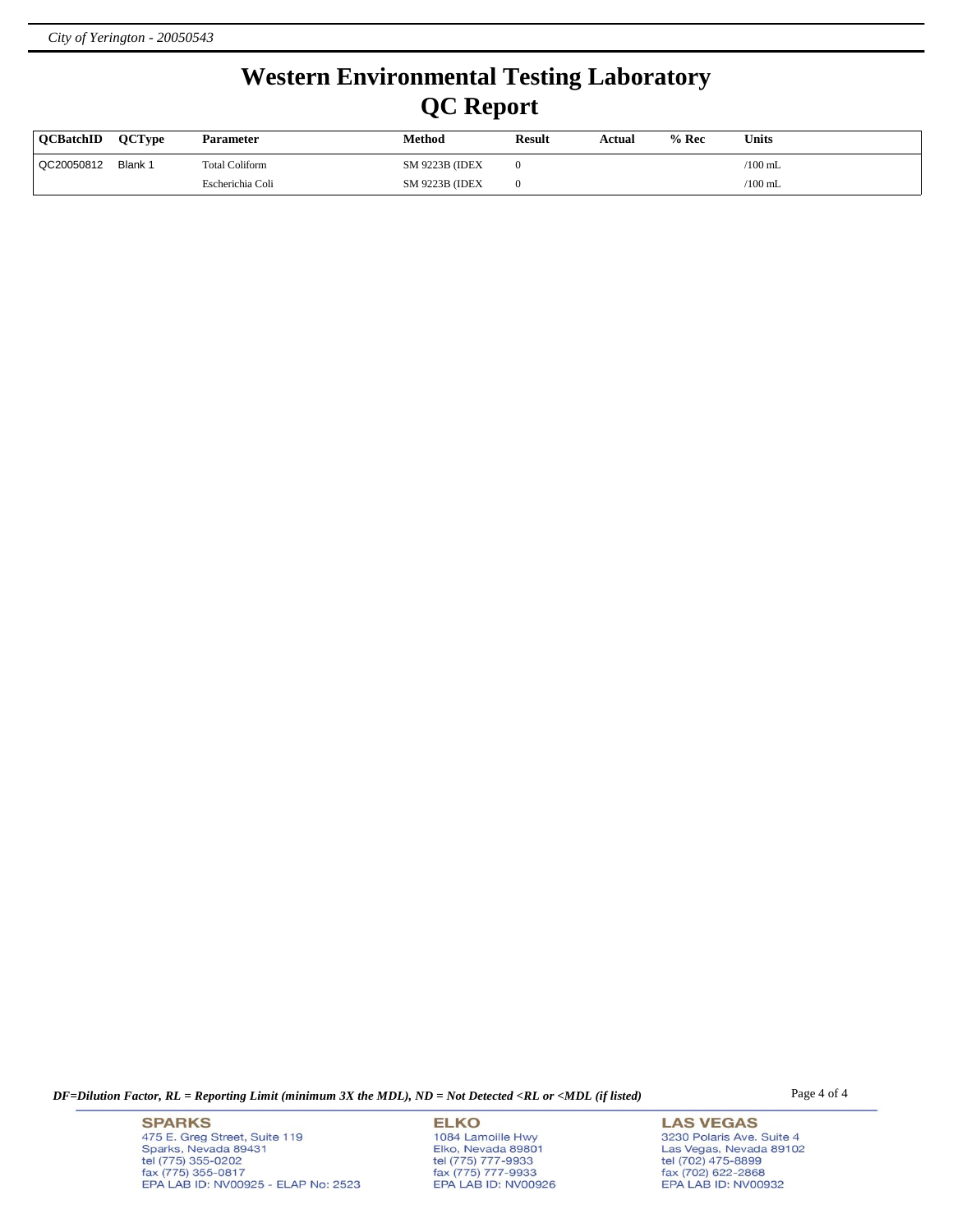# Western Environmental Testing Laboratory
# QC Report

| QCBatchID | QCType | Parameter | Method | Result | Actual | % Rec | Units |
|---|---|---|---|---|---|---|---|
| QC20050812 | Blank 1 | Total Coliform | SM 9223B (IDEX | 0 | | | /100 mL |
| | | Escherichia Coli | SM 9223B (IDEX | 0 | | | /100 mL |

*DF=Dilution Factor, RL = Reporting Limit (minimum 3X the MDL), ND = Not Detected <RL or <MDL (if listed)*

**SPARKS**
475 E. Greg Street, Suite 119
Sparks, Nevada 89431
tel (775) 355-0202
fax (775) 355-0817
EPA LAB ID: NV00925 - ELAP No: 2523

**ELKO**
1084 Lamoille Hwy
Elko, Nevada 89801
tel (775) 777-9933
fax (775) 777-9933
EPA LAB ID: NV00926

**LAS VEGAS**
3230 Polaris Ave. Suite 4
Las Vegas, Nevada 89102
tel (702) 475-8899
fax (702) 622-2868
EPA LAB ID: NV00932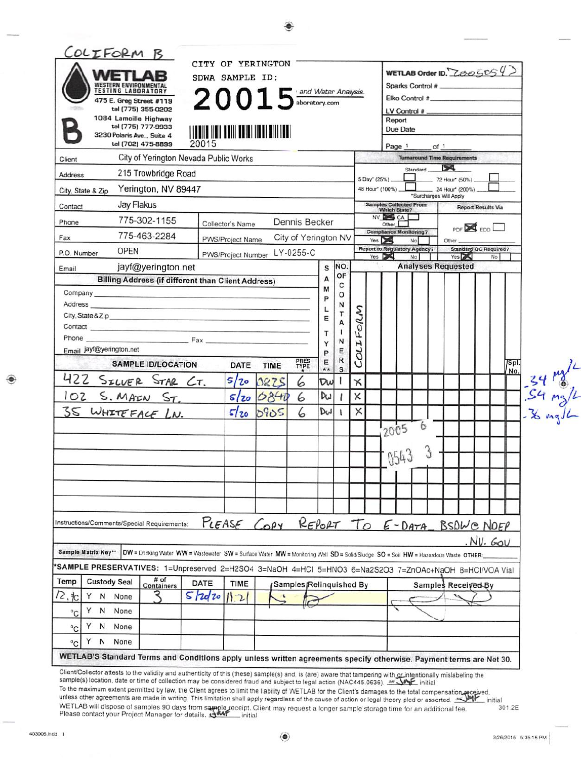COLIFORM B

**WETLAB**
WESTERN ENVIRONMENTAL TESTING LABORATORY
475 E. Greg Street #119
tel (775) 355-0202
1084 Lamoille Highway
tel (775) 777-9933
3230 Polaris Ave., Suite 4
tel (702) 475-8899

CITY OF YERINGTON
SDWA SAMPLE ID:

**20015**

and Water Analysis.
aboratory.com

20015

WETLAB Order ID. Z005054?
Sparks Control #
Elko Control #
LV Control #
Report Due Date
Page 1 of 1

| | |
|---|---|
| Client | City of Yerington Nevada Public Works |
| Address | 215 Trowbridge Road |
| City, State & Zip | Yerington, NV 89447 |
| Contact | Jay Flakus |
| Phone | 775-302-1155 |
| Fax | 775-463-2284 |
| P.O. Number | OPEN |
| Email | jayf@yerington.net |
| Collector's Name | Dennis Becker |
| PWS/Project Name | City of Yerington NV |
| PWS/Project Number | LY-0255-C |

**Turnaround Time Requirements**
Standard [X] 5 Day* (25%) [ ] 72 Hour* (50%) [ ] 48 Hour* (100%) [ ] 24 Hour* (200%) [ ]
*Surcharges Will Apply

Samples Collected From Which State? NV [X] CA [ ] Other [ ]
Compliance Monitoring? Yes [X] No [ ]
Report to Regulatory Agency? Yes [X] No [ ]
Report Results Via: PDF [X] EDD [ ] Other
Standard QC Required? Yes [X] No [ ]

**Billing Address (if different than Client Address)**
Company
Address
City, State & Zip
Contact
Phone Fax
Email jayf@yerington.net

| SAMPLE ID/LOCATION | DATE | TIME | PRES TYPE* | SAMPLE TYPE** | NO. OF CONTAINERS | COLIFORM | Spl. No. |
|---|---|---|---|---|---|---|---|
| 422 SILVER STAR CT. | 5/20 | 0825 | 6 | DW | 1 | X | |
| 102 S. MAIN ST. | 5/20 | 0840 | 6 | DW | 1 | X | |
| 35 WHITEFACE LN. | 5/20 | 0905 | 6 | DW | 1 | X | |

.34 mg/L
.54 mg/L
.36 mg/L

2005 6
0543 3

Instructions/Comments/Special Requirements: PLEASE COPY REPORT TO E-DATA_BSDW@NDEP.NV.GOV

Sample Matrix Key** DW = Drinking Water WW = Wastewater SW = Surface Water MW = Monitoring Well SD = Solid/Sludge SO = Soil HW = Hazardous Waste OTHER:

*SAMPLE PRESERVATIVES: 1=Unpreserved 2=H2SO4 3=NaOH 4=HCl 5=HNO3 6=Na2S2O3 7=ZnOAc+NaOH 8=HCl/VOA Vial

| Temp | Custody Seal | # of Containers | DATE | TIME | Samples Relinquished By | Samples Received By |
|---|---|---|---|---|---|---|
| 12.9°C | Y N None | 3 | 5/20/20 | 11:21 | [signature] | [signature] |
| °C | Y N None | | | | | |
| °C | Y N None | | | | | |
| °C | Y N None | | | | | |

**WETLAB'S Standard Terms and Conditions apply unless written agreements specify otherwise. Payment terms are Net 30.**

Client/Collector attests to the validity and authenticity of this (these) sample(s) and, is (are) aware that tampering with or intentionally mislabeling the sample(s) location, date or time of collection may be considered fraud and subject to legal action (NAC445.0636). JMF initial
To the maximum extent permitted by law, the Client agrees to limit the liability of WETLAB for the Client's damages to the total compensation received, unless other agreements are made in writing. This limitation shall apply regardless of the cause of action or legal theory pled or asserted. JMF initial
WETLAB will dispose of samples 90 days from sample receipt. Client may request a longer sample storage time for an additional fee. Please contact your Project Manager for details. JMF initial

301.2E